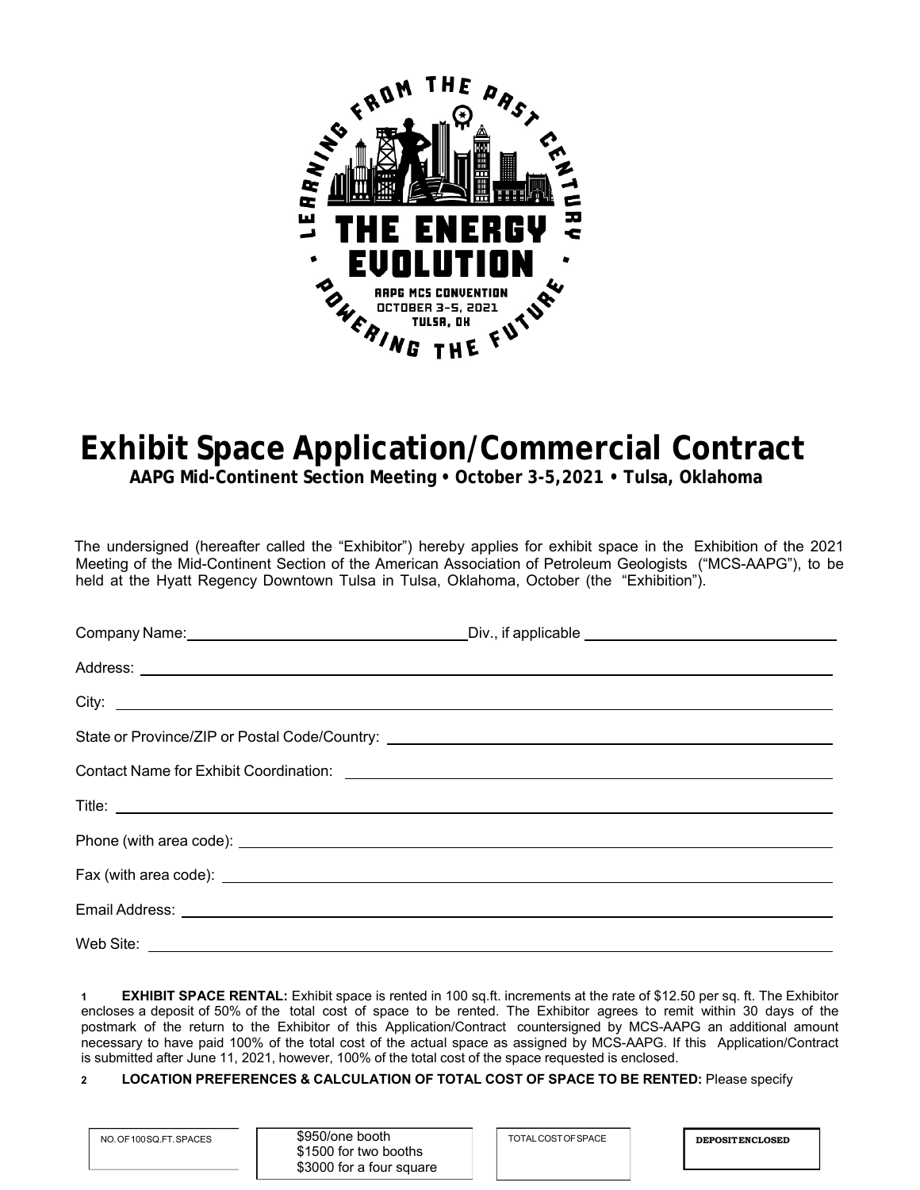LEARNING FROM THE PAST CENTURY • THE ENERGY EVOLUTION • AAPG MCS CONVENTION OCTOBER 3-5, 2021 TULSA, OK • POWERING THE FUTURE

# Exhibit Space Application/Commercial Contract

**AAPG Mid-Continent Section Meeting • October 3-5,2021 • Tulsa, Oklahoma**

The undersigned (hereafter called the "Exhibitor") hereby applies for exhibit space in the Exhibition of the 2021 Meeting of the Mid-Continent Section of the American Association of Petroleum Geologists ("MCS-AAPG"), to be held at the Hyatt Regency Downtown Tulsa in Tulsa, Oklahoma, October (the "Exhibition").

Company Name: ______________________ Div., if applicable ______________________

Address: ______________________

City: ______________________

State or Province/ZIP or Postal Code/Country: ______________________

Contact Name for Exhibit Coordination: ______________________

Title: ______________________

Phone (with area code): ______________________

Fax (with area code): ______________________

Email Address: ______________________

Web Site: ______________________

1 **EXHIBIT SPACE RENTAL:** Exhibit space is rented in 100 sq.ft. increments at the rate of $12.50 per sq. ft. The Exhibitor encloses a deposit of 50% of the total cost of space to be rented. The Exhibitor agrees to remit within 30 days of the postmark of the return to the Exhibitor of this Application/Contract countersigned by MCS-AAPG an additional amount necessary to have paid 100% of the total cost of the actual space as assigned by MCS-AAPG. If this Application/Contract is submitted after June 11, 2021, however, 100% of the total cost of the space requested is enclosed.

2 **LOCATION PREFERENCES & CALCULATION OF TOTAL COST OF SPACE TO BE RENTED:** Please specify

| NO. OF 100 SQ.FT. SPACES | $950/one booth<br>$1500 for two booths<br>$3000 for a four square | TOTAL COST OF SPACE | DEPOSIT ENCLOSED |
|---|---|---|---|
| | | | |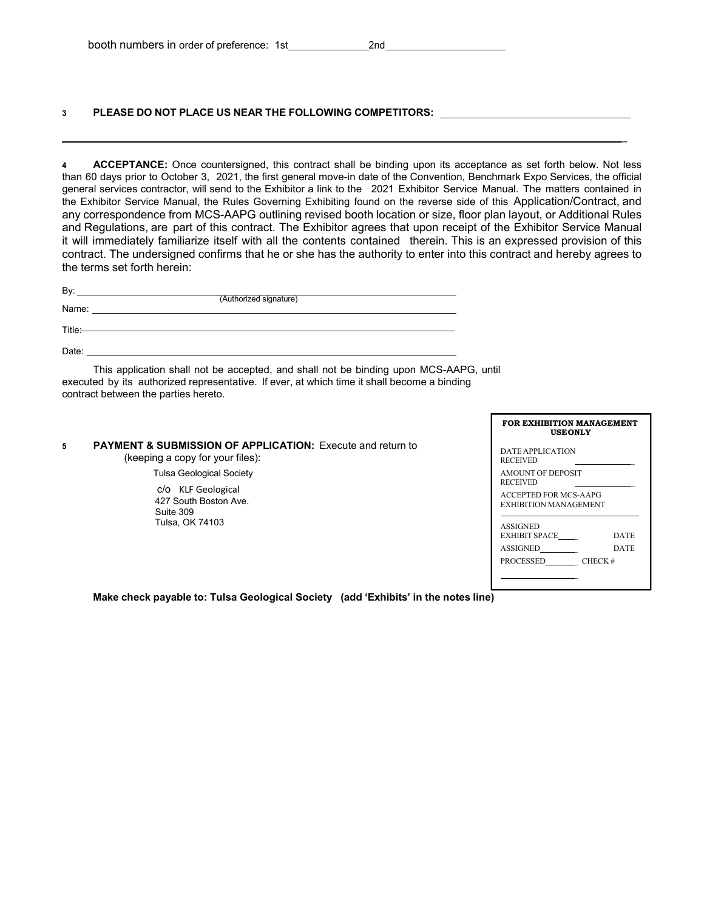booth numbers in order of preference: 1st______________2nd_____________________

**3 PLEASE DO NOT PLACE US NEAR THE FOLLOWING COMPETITORS:** ________________________________

_______________________________________________________________________________________

**4 ACCEPTANCE:** Once countersigned, this contract shall be binding upon its acceptance as set forth below. Not less than 60 days prior to October 3, 2021, the first general move-in date of the Convention, Benchmark Expo Services, the official general services contractor, will send to the Exhibitor a link to the 2021 Exhibitor Service Manual. The matters contained in the Exhibitor Service Manual, the Rules Governing Exhibiting found on the reverse side of this Application/Contract, and any correspondence from MCS-AAPG outlining revised booth location or size, floor plan layout, or Additional Rules and Regulations, are part of this contract. The Exhibitor agrees that upon receipt of the Exhibitor Service Manual it will immediately familiarize itself with all the contents contained therein. This is an expressed provision of this contract. The undersigned confirms that he or she has the authority to enter into this contract and hereby agrees to the terms set forth herein:

By: ____________________________________________________________
(Authorized signature)

Name: ____________________________________________________________

Title: ____________________________________________________________

Date: ____________________________________________________________

This application shall not be accepted, and shall not be binding upon MCS-AAPG, until executed by its authorized representative. If ever, at which time it shall become a binding contract between the parties hereto.

**5 PAYMENT & SUBMISSION OF APPLICATION:** Execute and return to (keeping a copy for your files):

Tulsa Geological Society
c/o KLF Geological
427 South Boston Ave.
Suite 309
Tulsa, OK 74103

**FOR EXHIBITION MANAGEMENT USE ONLY**

DATE APPLICATION RECEIVED ____________

AMOUNT OF DEPOSIT RECEIVED ____________

ACCEPTED FOR MCS-AAPG EXHIBITION MANAGEMENT ____________

ASSIGNED EXHIBIT SPACE____ DATE

ASSIGNED________ DATE

PROCESSED_______ CHECK # ____________

**Make check payable to: Tulsa Geological Society (add 'Exhibits' in the notes line)**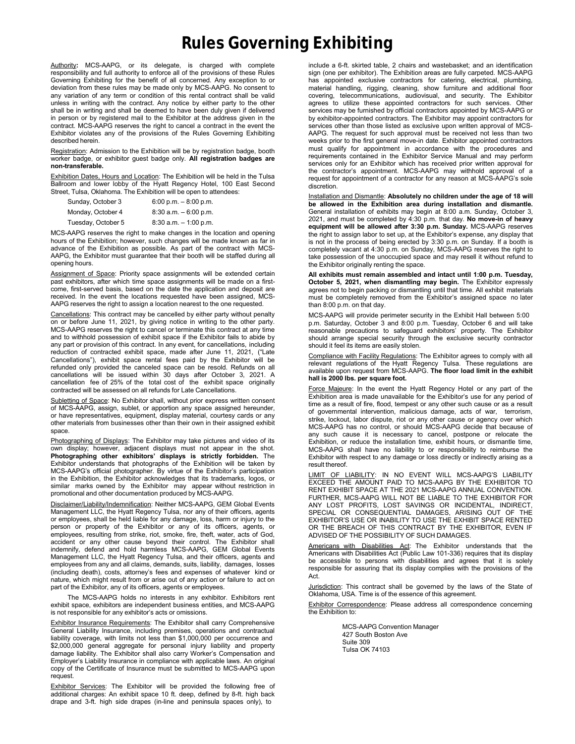# Rules Governing Exhibiting

Authority**:** MCS-AAPG, or its delegate, is charged with complete responsibility and full authority to enforce all of the provisions of these Rules Governing Exhibiting for the benefit of all concerned. Any exception to or deviation from these rules may be made only by MCS-AAPG. No consent to any variation of any term or condition of this rental contract shall be valid unless in writing with the contract. Any notice by either party to the other shall be in writing and shall be deemed to have been duly given if delivered in person or by registered mail to the Exhibitor at the address given in the contract. MCS-AAPG reserves the right to cancel a contract in the event the Exhibitor violates any of the provisions of the Rules Governing Exhibiting described herein.

Registration: Admission to the Exhibition will be by registration badge, booth worker badge, or exhibitor guest badge only. **All registration badges are non-transferable.**

Exhibition Dates, Hours and Location: The Exhibition will be held in the Tulsa Ballroom and lower lobby of the Hyatt Regency Hotel, 100 East Second Street, Tulsa, Oklahoma. The Exhibition will be open to attendees:

| | |
|---|---|
| Sunday, October 3 | 6:00 p.m. – 8:00 p.m. |
| Monday, October 4 | 8:30 a.m. – 6:00 p.m. |
| Tuesday, October 5 | 8:30 a.m. – 1:00 p.m. |

MCS-AAPG reserves the right to make changes in the location and opening hours of the Exhibition; however, such changes will be made known as far in advance of the Exhibition as possible. As part of the contract with MCS-AAPG, the Exhibitor must guarantee that their booth will be staffed during all opening hours.

Assignment of Space: Priority space assignments will be extended certain past exhibitors, after which time space assignments will be made on a first-come, first-served basis, based on the date the application and deposit are received. In the event the locations requested have been assigned, MCS-AAPG reserves the right to assign a location nearest to the one requested.

Cancellations: This contract may be cancelled by either party without penalty on or before June 11, 2021, by giving notice in writing to the other party. MCS-AAPG reserves the right to cancel or terminate this contract at any time and to withhold possession of exhibit space if the Exhibitor fails to abide by any part or provision of this contract. In any event, for cancellations, including reduction of contracted exhibit space, made after June 11, 2021, ("Late Cancellations"), exhibit space rental fees paid by the Exhibitor will be refunded only provided the canceled space can be resold. Refunds on all cancellations will be issued within 30 days after October 3, 2021. A cancellation fee of 25% of the total cost of the exhibit space originally contracted will be assessed on all refunds for Late Cancellations.

Subletting of Space: No Exhibitor shall, without prior express written consent of MCS-AAPG, assign, sublet, or apportion any space assigned hereunder, or have representatives, equipment, display material, courtesy cards or any other materials from businesses other than their own in their assigned exhibit space.

Photographing of Displays: The Exhibitor may take pictures and video of its own display; however, adjacent displays must not appear in the shot. **Photographing other exhibitors' displays is strictly forbidden.** The Exhibitor understands that photographs of the Exhibition will be taken by MCS-AAPG's official photographer. By virtue of the Exhibitor's participation in the Exhibition, the Exhibitor acknowledges that its trademarks, logos, or similar marks owned by the Exhibitor may appear without restriction in promotional and other documentation produced by MCS-AAPG.

Disclaimer/Liability/Indemnification: Neither MCS-AAPG, GEM Global Events Management LLC, the Hyatt Regency Tulsa, nor any of their officers, agents or employees, shall be held liable for any damage, loss, harm or injury to the person or property of the Exhibitor or any of its officers, agents, or employees, resulting from strike, riot, smoke, fire, theft, water, acts of God, accident or any other cause beyond their control. The Exhibitor shall indemnify, defend and hold harmless MCS-AAPG, GEM Global Events Management LLC, the Hyatt Regency Tulsa, and their officers, agents and employees from any and all claims, demands, suits, liability, damages, losses (including death), costs, attorney's fees and expenses of whatever kind or nature, which might result from or arise out of any action or failure to act on part of the Exhibitor, any of its officers, agents or employees.

The MCS-AAPG holds no interests in any exhibitor. Exhibitors rent exhibit space, exhibitors are independent business entities, and MCS-AAPG is not responsible for any exhibitor's acts or omissions.

Exhibitor Insurance Requirements: The Exhibitor shall carry Comprehensive General Liability Insurance, including premises, operations and contractual liability coverage, with limits not less than $1,000,000 per occurrence and $2,000,000 general aggregate for personal injury liability and property damage liability. The Exhibitor shall also carry Worker's Compensation and Employer's Liability Insurance in compliance with applicable laws. An original copy of the Certificate of Insurance must be submitted to MCS-AAPG upon request.

Exhibitor Services: The Exhibitor will be provided the following free of additional charges: An exhibit space 10 ft. deep, defined by 8-ft. high back drape and 3-ft. high side drapes (in-line and peninsula spaces only), to include a 6-ft. skirted table, 2 chairs and wastebasket; and an identification sign (one per exhibitor). The Exhibition areas are fully carpeted. MCS-AAPG has appointed exclusive contractors for catering, electrical, plumbing, material handling, rigging, cleaning, show furniture and additional floor covering, telecommunications, audiovisual, and security. The Exhibitor agrees to utilize these appointed contractors for such services. Other services may be furnished by official contractors appointed by MCS-AAPG or by exhibitor-appointed contractors. The Exhibitor may appoint contractors for services other than those listed as exclusive upon written approval of MCS-AAPG. The request for such approval must be received not less than two weeks prior to the first general move-in date. Exhibitor appointed contractors must qualify for appointment in accordance with the procedures and requirements contained in the Exhibitor Service Manual and may perform services only for an Exhibitor which has received prior written approval for the contractor's appointment. MCS-AAPG may withhold approval of a request for appointment of a contractor for any reason at MCS-AAPG's sole discretion.

Installation and Dismantle: **Absolutely no children under the age of 18 will be allowed in the Exhibition area during installation and dismantle.** General installation of exhibits may begin at 8:00 a.m. Sunday, October 3, 2021, and must be completed by 4:30 p.m. that day. **No move-in of heavy equipment will be allowed after 3:30 p.m. Sunday.** MCS-AAPG reserves the right to assign labor to set up, at the Exhibitor's expense, any display that is not in the process of being erected by 3:30 p.m. on Sunday. If a booth is completely vacant at 4:30 p.m. on Sunday, MCS-AAPG reserves the right to take possession of the unoccupied space and may resell it without refund to the Exhibitor originally renting the space.

**All exhibits must remain assembled and intact until 1:00 p.m. Tuesday, October 5, 2021, when dismantling may begin.** The Exhibitor expressly agrees not to begin packing or dismantling until that time. All exhibit materials must be completely removed from the Exhibitor's assigned space no later than 8:00 p.m. on that day.

MCS-AAPG will provide perimeter security in the Exhibit Hall between 5:00 p.m. Saturday, October 3 and 8:00 p.m. Tuesday, October 6 and will take reasonable precautions to safeguard exhibitors' property. The Exhibitor should arrange special security through the exclusive security contractor should it feel its items are easily stolen.

Compliance with Facility Regulations: The Exhibitor agrees to comply with all relevant regulations of the Hyatt Regency Tulsa. These regulations are available upon request from MCS-AAPG. **The floor load limit in the exhibit hall is 2000 lbs. per square foot.**

Force Majeure: In the event the Hyatt Regency Hotel or any part of the Exhibition area is made unavailable for the Exhibitor's use for any period of time as a result of fire, flood, tempest or any other such cause or as a result of governmental intervention, malicious damage, acts of war, terrorism, strike, lockout, labor dispute, riot or any other cause or agency over which MCS-AAPG has no control, or should MCS-AAPG decide that because of any such cause it is necessary to cancel, postpone or relocate the Exhibition, or reduce the installation time, exhibit hours, or dismantle time, MCS-AAPG shall have no liability to or responsibility to reimburse the Exhibitor with respect to any damage or loss directly or indirectly arising as a result thereof.

LIMIT OF LIABILITY: IN NO EVENT WILL MCS-AAPG'S LIABILITY EXCEED THE AMOUNT PAID TO MCS-AAPG BY THE EXHIBITOR TO RENT EXHIBIT SPACE AT THE 2021 MCS-AAPG ANNUAL CONVENTION. FURTHER, MCS-AAPG WILL NOT BE LIABLE TO THE EXHIBITOR FOR ANY LOST PROFITS, LOST SAVINGS OR INCIDENTAL, INDIRECT, SPECIAL OR CONSEQUENTIAL DAMAGES, ARISING OUT OF THE EXHIBITOR'S USE OR INABILITY TO USE THE EXHIBIT SPACE RENTED OR THE BREACH OF THIS CONTRACT BY THE EXHIBITOR, EVEN IF ADVISED OF THE POSSIBILITY OF SUCH DAMAGES.

Americans with Disabilities Act: The Exhibitor understands that the Americans with Disabilities Act (Public Law 101-336) requires that its display be accessible to persons with disabilities and agrees that it is solely responsible for assuring that its display complies with the provisions of the Act.

Jurisdiction: This contract shall be governed by the laws of the State of Oklahoma, USA. Time is of the essence of this agreement.

Exhibitor Correspondence: Please address all correspondence concerning the Exhibition to:

MCS-AAPG Convention Manager
427 South Boston Ave
Suite 309
Tulsa OK 74103